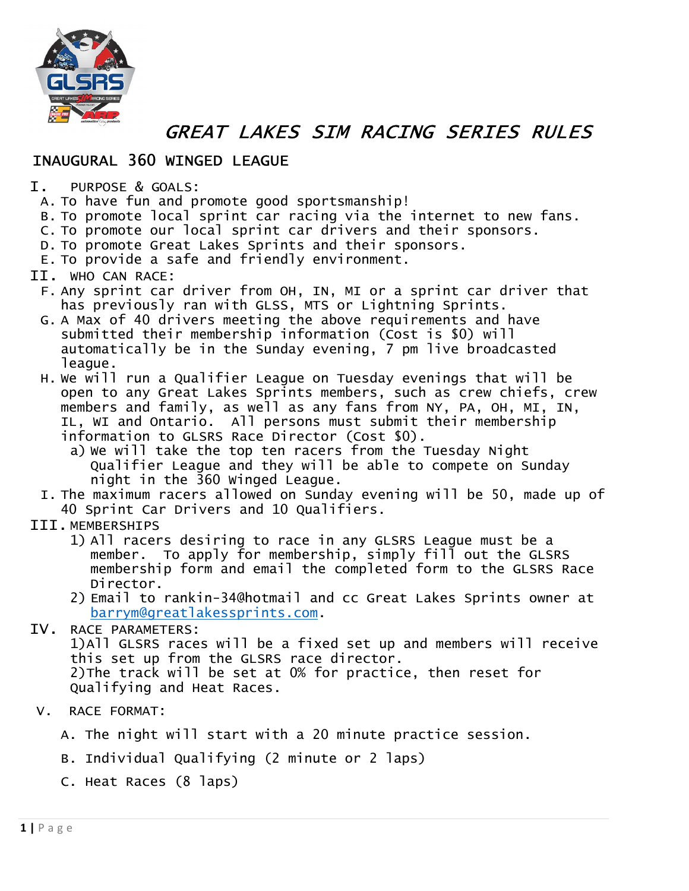# GREAT LAKES SIM RACING SERIES RULES

## INAUGURAL 360 WINGED LEAGUE

I. PURPOSE & GOALS:

A. To have fun and promote good sportsmanship!
B. To promote local sprint car racing via the internet to new fans.
C. To promote our local sprint car drivers and their sponsors.
D. To promote Great Lakes Sprints and their sponsors.
E. To provide a safe and friendly environment.

II. WHO CAN RACE:

F. Any sprint car driver from OH, IN, MI or a sprint car driver that has previously ran with GLSS, MTS or Lightning Sprints.
G. A Max of 40 drivers meeting the above requirements and have submitted their membership information (Cost is $0) will automatically be in the Sunday evening, 7 pm live broadcasted league.
H. We will run a Qualifier League on Tuesday evenings that will be open to any Great Lakes Sprints members, such as crew chiefs, crew members and family, as well as any fans from NY, PA, OH, MI, IN, IL, WI and Ontario. All persons must submit their membership information to GLSRS Race Director (Cost $0).
   a) We will take the top ten racers from the Tuesday Night Qualifier League and they will be able to compete on Sunday night in the 360 Winged League.
I. The maximum racers allowed on Sunday evening will be 50, made up of 40 Sprint Car Drivers and 10 Qualifiers.

III. MEMBERSHIPS

1) All racers desiring to race in any GLSRS League must be a member. To apply for membership, simply fill out the GLSRS membership form and email the completed form to the GLSRS Race Director.
2) Email to rankin-34@hotmail and cc Great Lakes Sprints owner at barrym@greatlakessprints.com.

IV. RACE PARAMETERS:

1) All GLSRS races will be a fixed set up and members will receive this set up from the GLSRS race director.
2) The track will be set at 0% for practice, then reset for Qualifying and Heat Races.

V. RACE FORMAT:

A. The night will start with a 20 minute practice session.
B. Individual Qualifying (2 minute or 2 laps)
C. Heat Races (8 laps)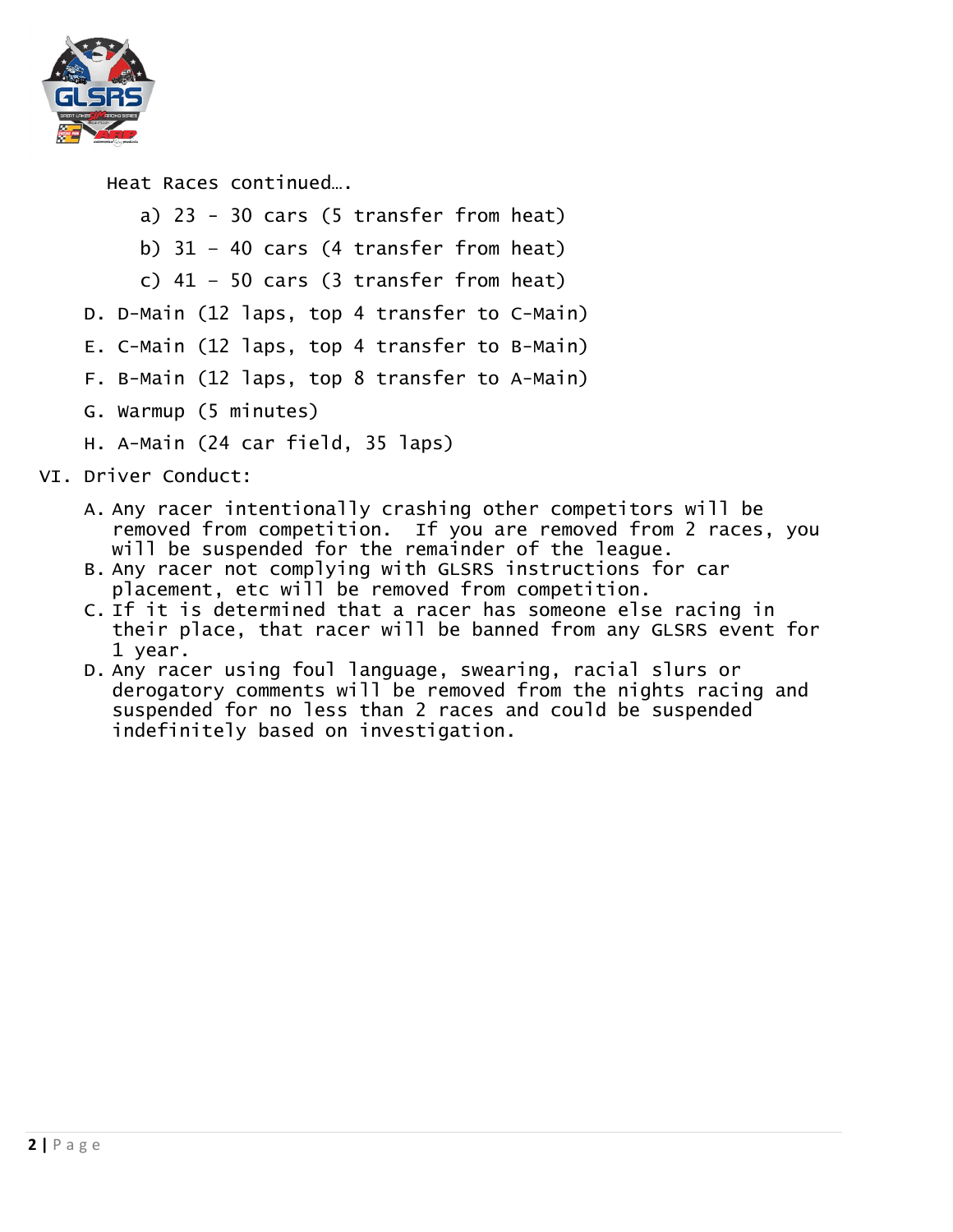Heat Races continued….

a) 23 - 30 cars (5 transfer from heat)

b) 31 – 40 cars (4 transfer from heat)

c) 41 – 50 cars (3 transfer from heat)

D. D-Main (12 laps, top 4 transfer to C-Main)

E. C-Main (12 laps, top 4 transfer to B-Main)

F. B-Main (12 laps, top 8 transfer to A-Main)

G. Warmup (5 minutes)

H. A-Main (24 car field, 35 laps)

VI. Driver Conduct:

A. Any racer intentionally crashing other competitors will be removed from competition. If you are removed from 2 races, you will be suspended for the remainder of the league.

B. Any racer not complying with GLSRS instructions for car placement, etc will be removed from competition.

C. If it is determined that a racer has someone else racing in their place, that racer will be banned from any GLSRS event for 1 year.

D. Any racer using foul language, swearing, racial slurs or derogatory comments will be removed from the nights racing and suspended for no less than 2 races and could be suspended indefinitely based on investigation.